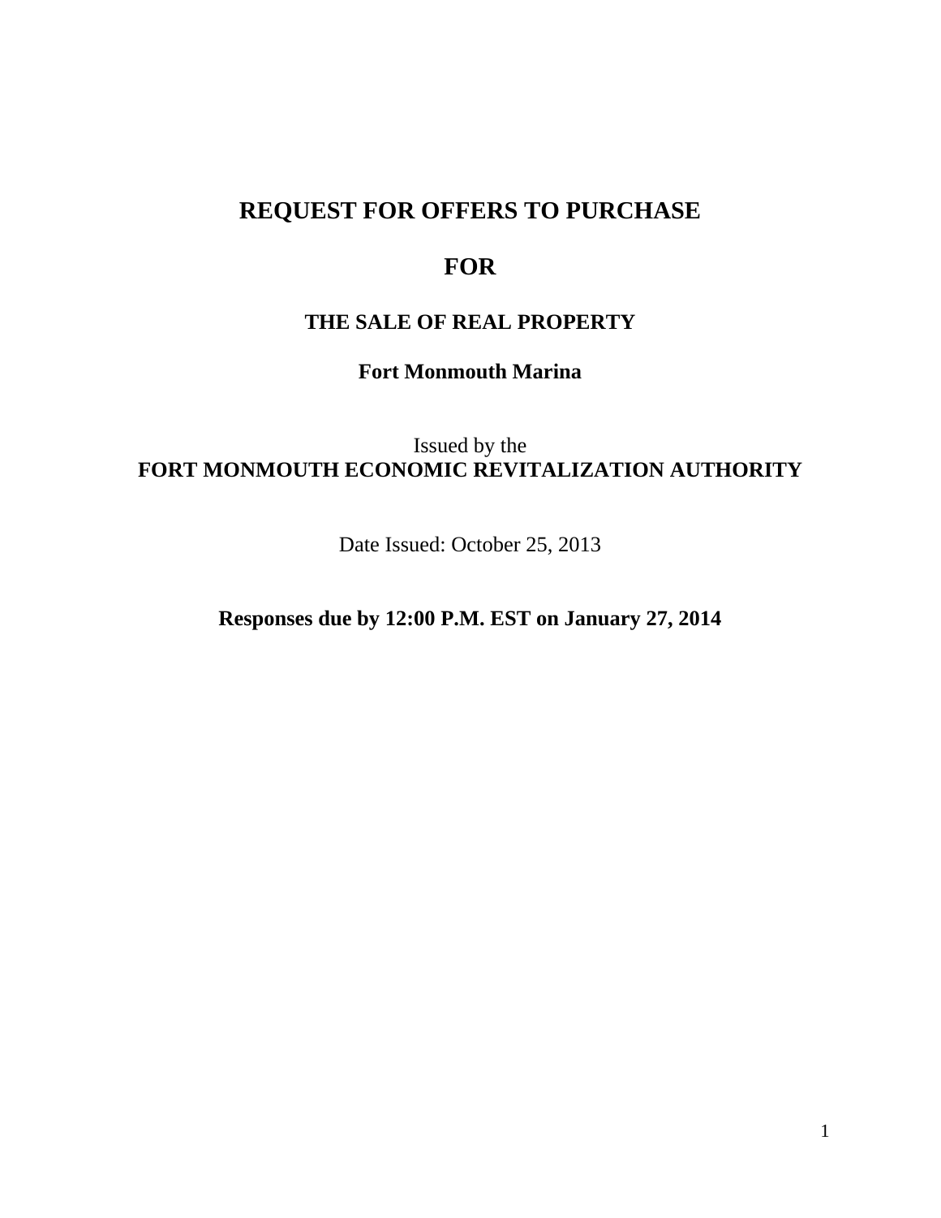# REQUEST FOR OFFERS TO PURCHASE

# FOR

## THE SALE OF REAL PROPERTY

### Fort Monmouth Marina

Issued by the
**FORT MONMOUTH ECONOMIC REVITALIZATION AUTHORITY**

Date Issued: October 25, 2013

**Responses due by 12:00 P.M. EST on January 27, 2014**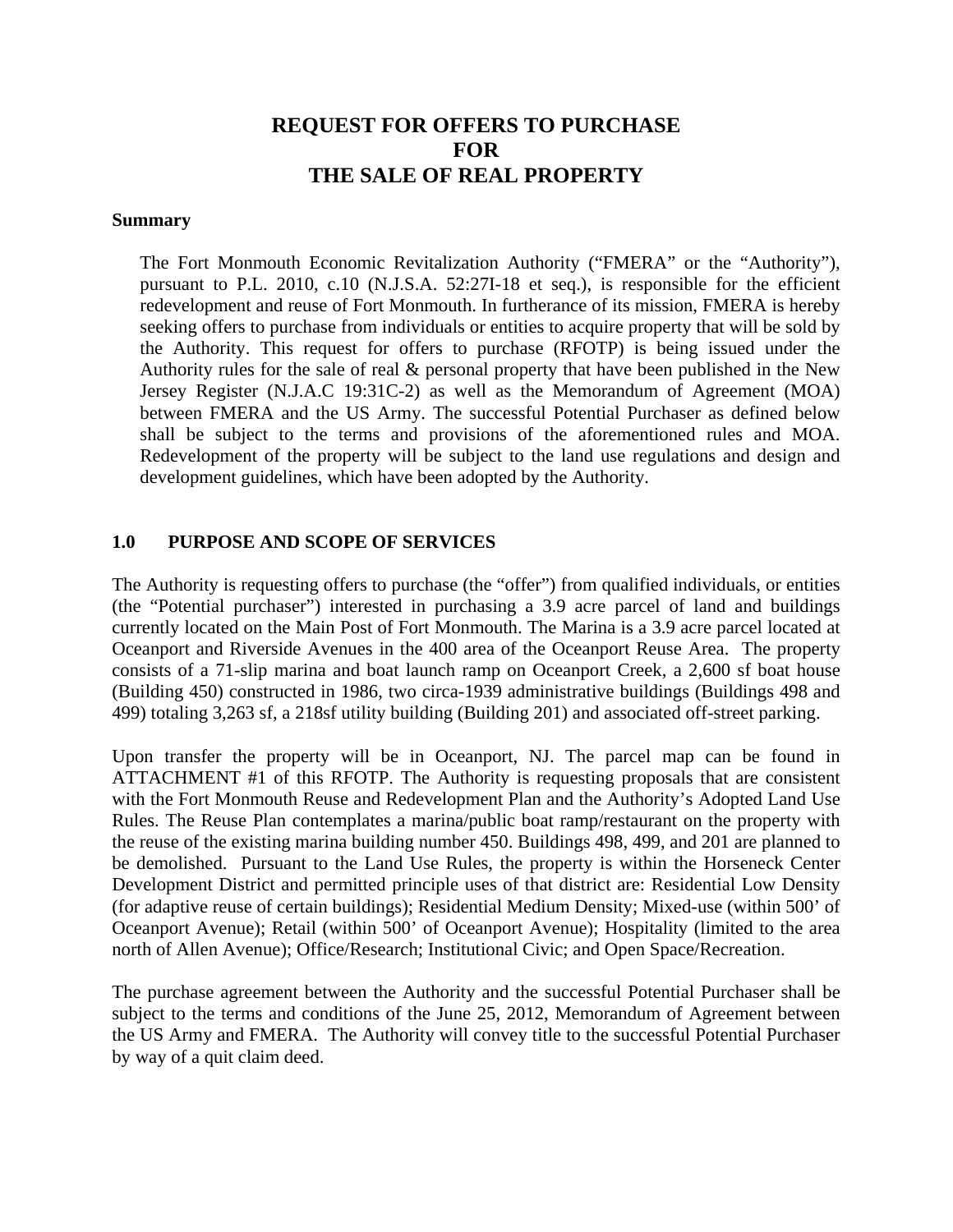# REQUEST FOR OFFERS TO PURCHASE
# FOR
# THE SALE OF REAL PROPERTY

**Summary**

The Fort Monmouth Economic Revitalization Authority ("FMERA" or the "Authority"), pursuant to P.L. 2010, c.10 (N.J.S.A. 52:27I-18 et seq.), is responsible for the efficient redevelopment and reuse of Fort Monmouth. In furtherance of its mission, FMERA is hereby seeking offers to purchase from individuals or entities to acquire property that will be sold by the Authority. This request for offers to purchase (RFOTP) is being issued under the Authority rules for the sale of real & personal property that have been published in the New Jersey Register (N.J.A.C 19:31C-2) as well as the Memorandum of Agreement (MOA) between FMERA and the US Army. The successful Potential Purchaser as defined below shall be subject to the terms and provisions of the aforementioned rules and MOA. Redevelopment of the property will be subject to the land use regulations and design and development guidelines, which have been adopted by the Authority.

## 1.0 PURPOSE AND SCOPE OF SERVICES

The Authority is requesting offers to purchase (the "offer") from qualified individuals, or entities (the "Potential purchaser") interested in purchasing a 3.9 acre parcel of land and buildings currently located on the Main Post of Fort Monmouth. The Marina is a 3.9 acre parcel located at Oceanport and Riverside Avenues in the 400 area of the Oceanport Reuse Area. The property consists of a 71-slip marina and boat launch ramp on Oceanport Creek, a 2,600 sf boat house (Building 450) constructed in 1986, two circa-1939 administrative buildings (Buildings 498 and 499) totaling 3,263 sf, a 218sf utility building (Building 201) and associated off-street parking.

Upon transfer the property will be in Oceanport, NJ. The parcel map can be found in ATTACHMENT #1 of this RFOTP. The Authority is requesting proposals that are consistent with the Fort Monmouth Reuse and Redevelopment Plan and the Authority's Adopted Land Use Rules. The Reuse Plan contemplates a marina/public boat ramp/restaurant on the property with the reuse of the existing marina building number 450. Buildings 498, 499, and 201 are planned to be demolished. Pursuant to the Land Use Rules, the property is within the Horseneck Center Development District and permitted principle uses of that district are: Residential Low Density (for adaptive reuse of certain buildings); Residential Medium Density; Mixed-use (within 500' of Oceanport Avenue); Retail (within 500' of Oceanport Avenue); Hospitality (limited to the area north of Allen Avenue); Office/Research; Institutional Civic; and Open Space/Recreation.

The purchase agreement between the Authority and the successful Potential Purchaser shall be subject to the terms and conditions of the June 25, 2012, Memorandum of Agreement between the US Army and FMERA. The Authority will convey title to the successful Potential Purchaser by way of a quit claim deed.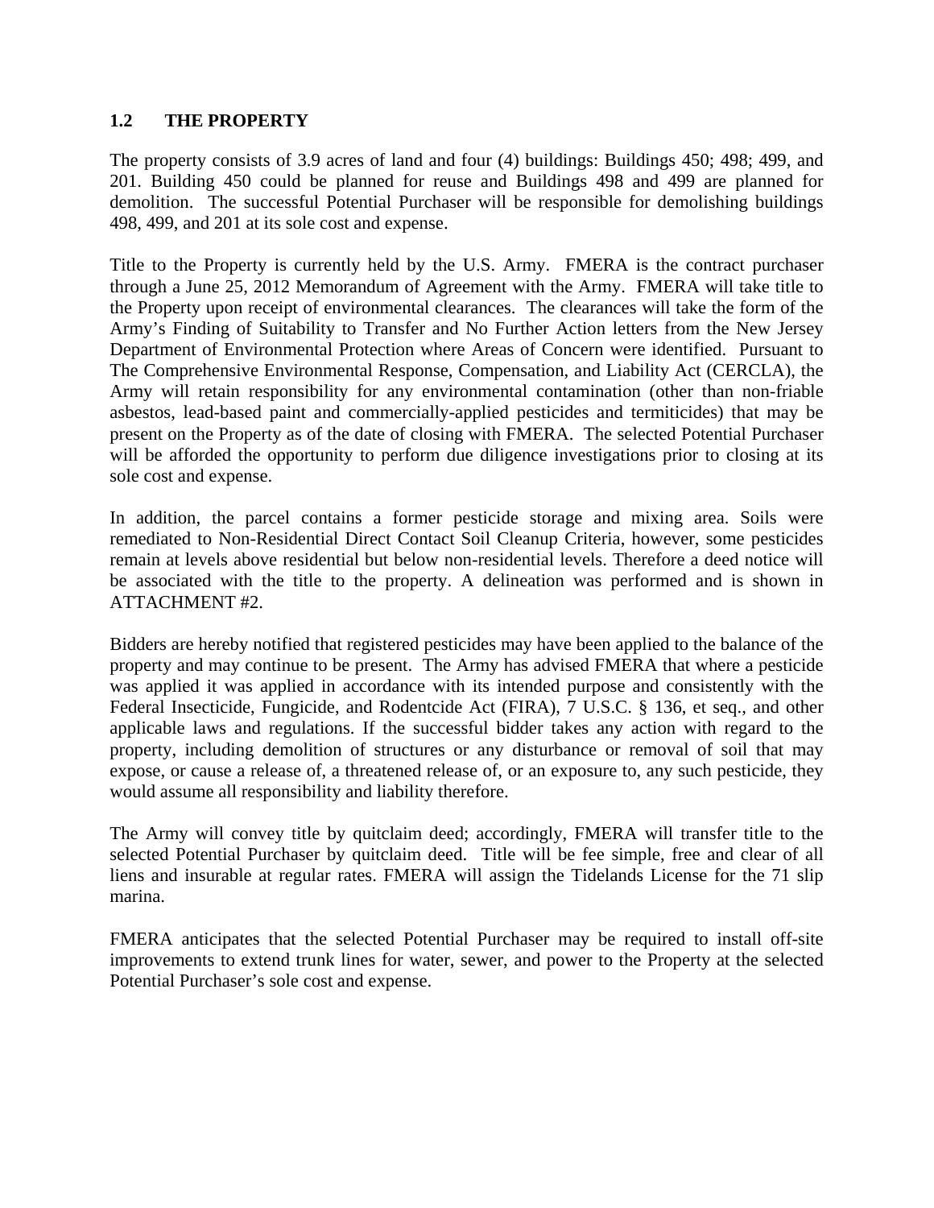## 1.2 THE PROPERTY

The property consists of 3.9 acres of land and four (4) buildings: Buildings 450; 498; 499, and 201. Building 450 could be planned for reuse and Buildings 498 and 499 are planned for demolition. The successful Potential Purchaser will be responsible for demolishing buildings 498, 499, and 201 at its sole cost and expense.

Title to the Property is currently held by the U.S. Army. FMERA is the contract purchaser through a June 25, 2012 Memorandum of Agreement with the Army. FMERA will take title to the Property upon receipt of environmental clearances. The clearances will take the form of the Army's Finding of Suitability to Transfer and No Further Action letters from the New Jersey Department of Environmental Protection where Areas of Concern were identified. Pursuant to The Comprehensive Environmental Response, Compensation, and Liability Act (CERCLA), the Army will retain responsibility for any environmental contamination (other than non-friable asbestos, lead-based paint and commercially-applied pesticides and termiticides) that may be present on the Property as of the date of closing with FMERA. The selected Potential Purchaser will be afforded the opportunity to perform due diligence investigations prior to closing at its sole cost and expense.

In addition, the parcel contains a former pesticide storage and mixing area. Soils were remediated to Non-Residential Direct Contact Soil Cleanup Criteria, however, some pesticides remain at levels above residential but below non-residential levels. Therefore a deed notice will be associated with the title to the property. A delineation was performed and is shown in ATTACHMENT #2.

Bidders are hereby notified that registered pesticides may have been applied to the balance of the property and may continue to be present. The Army has advised FMERA that where a pesticide was applied it was applied in accordance with its intended purpose and consistently with the Federal Insecticide, Fungicide, and Rodentcide Act (FIRA), 7 U.S.C. § 136, et seq., and other applicable laws and regulations. If the successful bidder takes any action with regard to the property, including demolition of structures or any disturbance or removal of soil that may expose, or cause a release of, a threatened release of, or an exposure to, any such pesticide, they would assume all responsibility and liability therefore.

The Army will convey title by quitclaim deed; accordingly, FMERA will transfer title to the selected Potential Purchaser by quitclaim deed. Title will be fee simple, free and clear of all liens and insurable at regular rates. FMERA will assign the Tidelands License for the 71 slip marina.

FMERA anticipates that the selected Potential Purchaser may be required to install off-site improvements to extend trunk lines for water, sewer, and power to the Property at the selected Potential Purchaser's sole cost and expense.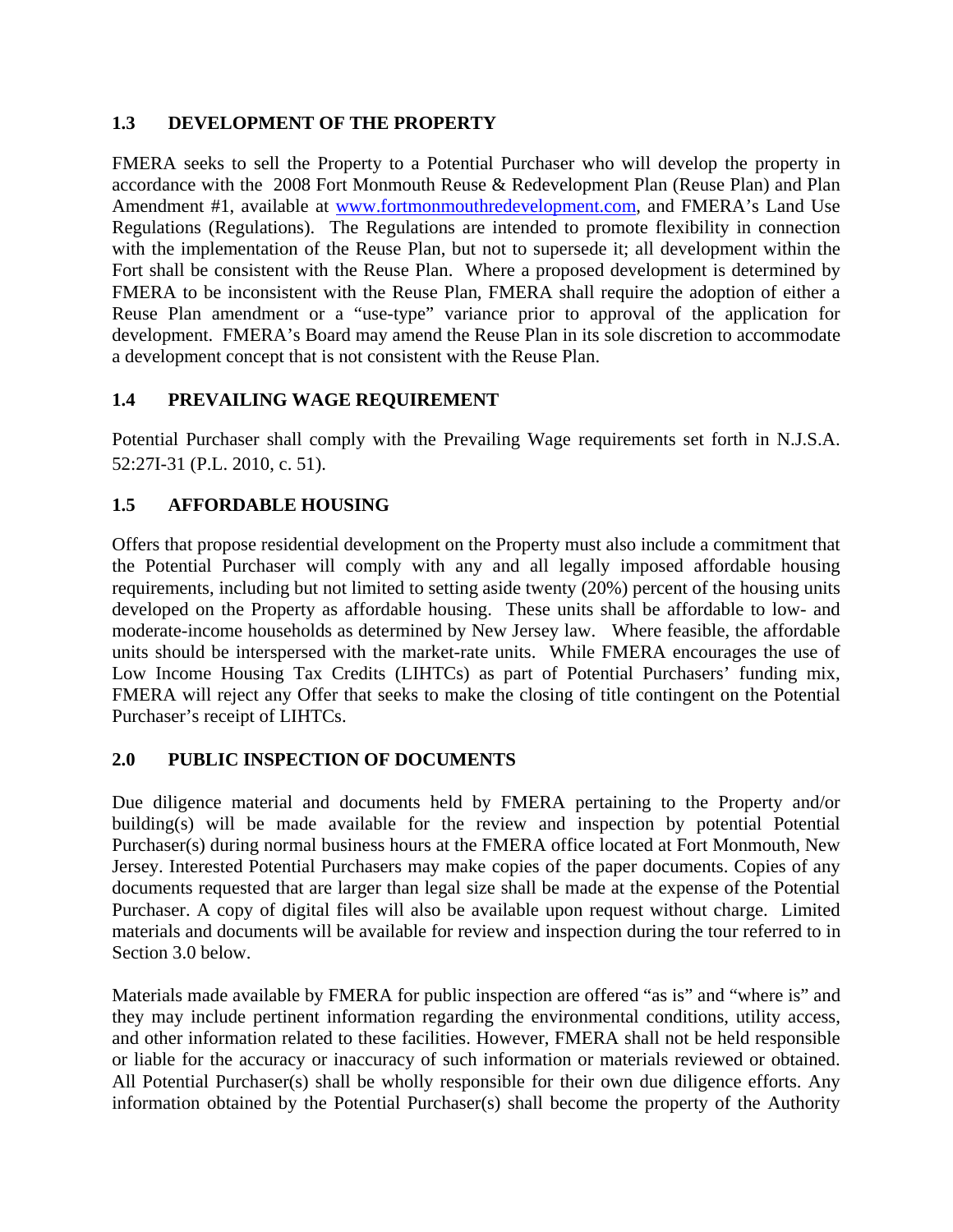## 1.3 DEVELOPMENT OF THE PROPERTY

FMERA seeks to sell the Property to a Potential Purchaser who will develop the property in accordance with the 2008 Fort Monmouth Reuse & Redevelopment Plan (Reuse Plan) and Plan Amendment #1, available at [www.fortmonmouthredevelopment.com](http://www.fortmonmouthredevelopment.com), and FMERA's Land Use Regulations (Regulations). The Regulations are intended to promote flexibility in connection with the implementation of the Reuse Plan, but not to supersede it; all development within the Fort shall be consistent with the Reuse Plan. Where a proposed development is determined by FMERA to be inconsistent with the Reuse Plan, FMERA shall require the adoption of either a Reuse Plan amendment or a "use-type" variance prior to approval of the application for development. FMERA's Board may amend the Reuse Plan in its sole discretion to accommodate a development concept that is not consistent with the Reuse Plan.

## 1.4 PREVAILING WAGE REQUIREMENT

Potential Purchaser shall comply with the Prevailing Wage requirements set forth in N.J.S.A. 52:27I-31 (P.L. 2010, c. 51).

## 1.5 AFFORDABLE HOUSING

Offers that propose residential development on the Property must also include a commitment that the Potential Purchaser will comply with any and all legally imposed affordable housing requirements, including but not limited to setting aside twenty (20%) percent of the housing units developed on the Property as affordable housing. These units shall be affordable to low- and moderate-income households as determined by New Jersey law. Where feasible, the affordable units should be interspersed with the market-rate units. While FMERA encourages the use of Low Income Housing Tax Credits (LIHTCs) as part of Potential Purchasers' funding mix, FMERA will reject any Offer that seeks to make the closing of title contingent on the Potential Purchaser's receipt of LIHTCs.

## 2.0 PUBLIC INSPECTION OF DOCUMENTS

Due diligence material and documents held by FMERA pertaining to the Property and/or building(s) will be made available for the review and inspection by potential Potential Purchaser(s) during normal business hours at the FMERA office located at Fort Monmouth, New Jersey. Interested Potential Purchasers may make copies of the paper documents. Copies of any documents requested that are larger than legal size shall be made at the expense of the Potential Purchaser. A copy of digital files will also be available upon request without charge. Limited materials and documents will be available for review and inspection during the tour referred to in Section 3.0 below.

Materials made available by FMERA for public inspection are offered "as is" and "where is" and they may include pertinent information regarding the environmental conditions, utility access, and other information related to these facilities. However, FMERA shall not be held responsible or liable for the accuracy or inaccuracy of such information or materials reviewed or obtained. All Potential Purchaser(s) shall be wholly responsible for their own due diligence efforts. Any information obtained by the Potential Purchaser(s) shall become the property of the Authority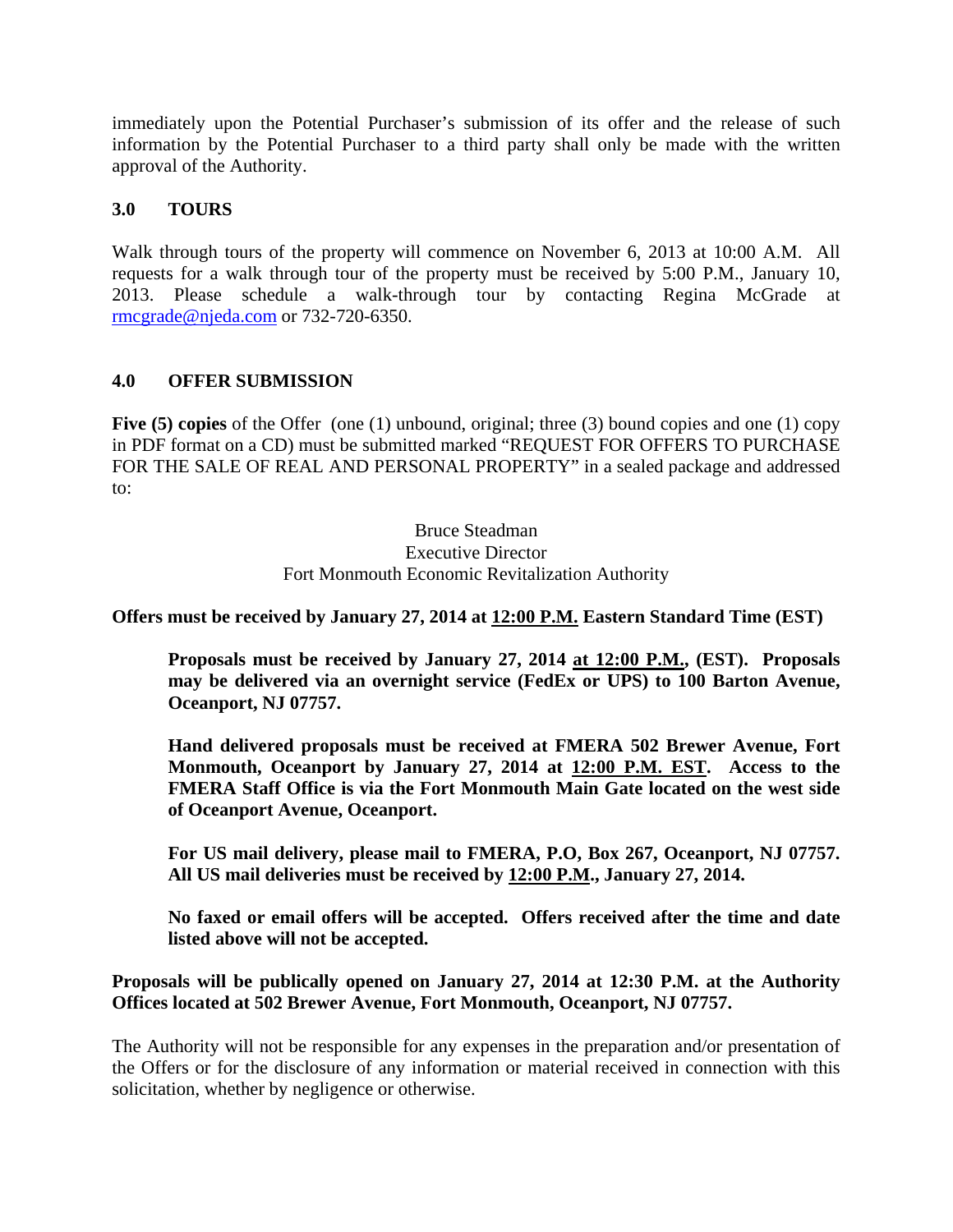immediately upon the Potential Purchaser's submission of its offer and the release of such information by the Potential Purchaser to a third party shall only be made with the written approval of the Authority.

## 3.0 TOURS

Walk through tours of the property will commence on November 6, 2013 at 10:00 A.M. All requests for a walk through tour of the property must be received by 5:00 P.M., January 10, 2013. Please schedule a walk-through tour by contacting Regina McGrade at rmcgrade@njeda.com or 732-720-6350.

## 4.0 OFFER SUBMISSION

**Five (5) copies** of the Offer (one (1) unbound, original; three (3) bound copies and one (1) copy in PDF format on a CD) must be submitted marked "REQUEST FOR OFFERS TO PURCHASE FOR THE SALE OF REAL AND PERSONAL PROPERTY" in a sealed package and addressed to:

Bruce Steadman
Executive Director
Fort Monmouth Economic Revitalization Authority

**Offers must be received by January 27, 2014 at <u>12:00 P.M.</u> Eastern Standard Time (EST)**

> **Proposals must be received by January 27, 2014 <u>at 12:00 P.M.</u>, (EST). Proposals may be delivered via an overnight service (FedEx or UPS) to 100 Barton Avenue, Oceanport, NJ 07757.**
>
> **Hand delivered proposals must be received at FMERA 502 Brewer Avenue, Fort Monmouth, Oceanport by January 27, 2014 at <u>12:00 P.M. EST</u>. Access to the FMERA Staff Office is via the Fort Monmouth Main Gate located on the west side of Oceanport Avenue, Oceanport.**
>
> **For US mail delivery, please mail to FMERA, P.O, Box 267, Oceanport, NJ 07757. All US mail deliveries must be received by <u>12:00 P.M</u>., January 27, 2014.**
>
> **No faxed or email offers will be accepted. Offers received after the time and date listed above will not be accepted.**

**Proposals will be publically opened on January 27, 2014 at 12:30 P.M. at the Authority Offices located at 502 Brewer Avenue, Fort Monmouth, Oceanport, NJ 07757.**

The Authority will not be responsible for any expenses in the preparation and/or presentation of the Offers or for the disclosure of any information or material received in connection with this solicitation, whether by negligence or otherwise.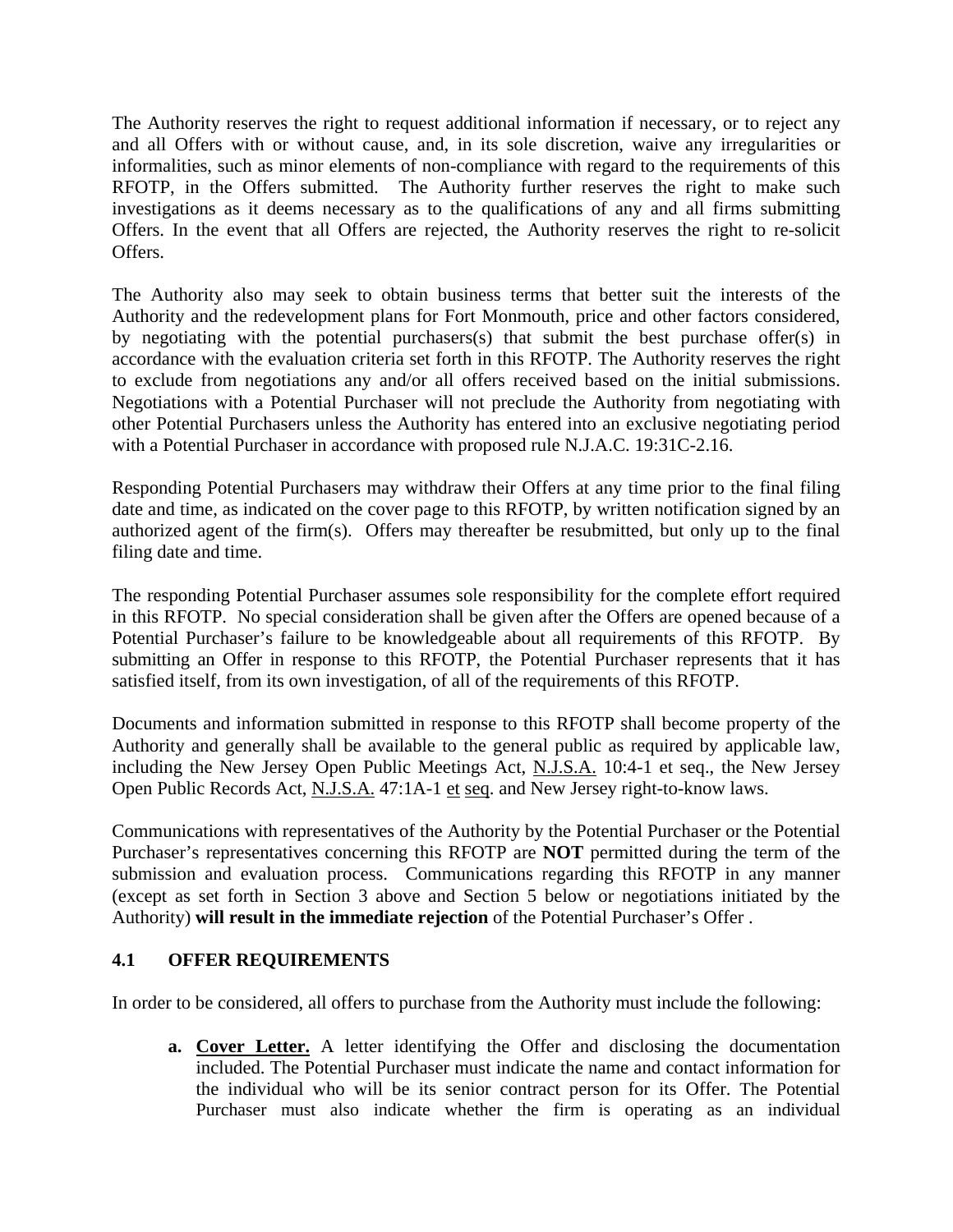The Authority reserves the right to request additional information if necessary, or to reject any and all Offers with or without cause, and, in its sole discretion, waive any irregularities or informalities, such as minor elements of non-compliance with regard to the requirements of this RFOTP, in the Offers submitted. The Authority further reserves the right to make such investigations as it deems necessary as to the qualifications of any and all firms submitting Offers. In the event that all Offers are rejected, the Authority reserves the right to re-solicit Offers.

The Authority also may seek to obtain business terms that better suit the interests of the Authority and the redevelopment plans for Fort Monmouth, price and other factors considered, by negotiating with the potential purchasers(s) that submit the best purchase offer(s) in accordance with the evaluation criteria set forth in this RFOTP. The Authority reserves the right to exclude from negotiations any and/or all offers received based on the initial submissions. Negotiations with a Potential Purchaser will not preclude the Authority from negotiating with other Potential Purchasers unless the Authority has entered into an exclusive negotiating period with a Potential Purchaser in accordance with proposed rule N.J.A.C. 19:31C-2.16.

Responding Potential Purchasers may withdraw their Offers at any time prior to the final filing date and time, as indicated on the cover page to this RFOTP, by written notification signed by an authorized agent of the firm(s). Offers may thereafter be resubmitted, but only up to the final filing date and time.

The responding Potential Purchaser assumes sole responsibility for the complete effort required in this RFOTP. No special consideration shall be given after the Offers are opened because of a Potential Purchaser's failure to be knowledgeable about all requirements of this RFOTP. By submitting an Offer in response to this RFOTP, the Potential Purchaser represents that it has satisfied itself, from its own investigation, of all of the requirements of this RFOTP.

Documents and information submitted in response to this RFOTP shall become property of the Authority and generally shall be available to the general public as required by applicable law, including the New Jersey Open Public Meetings Act, N.J.S.A. 10:4-1 et seq., the New Jersey Open Public Records Act, N.J.S.A. 47:1A-1 et seq. and New Jersey right-to-know laws.

Communications with representatives of the Authority by the Potential Purchaser or the Potential Purchaser's representatives concerning this RFOTP are **NOT** permitted during the term of the submission and evaluation process. Communications regarding this RFOTP in any manner (except as set forth in Section 3 above and Section 5 below or negotiations initiated by the Authority) **will result in the immediate rejection** of the Potential Purchaser's Offer .

### 4.1 OFFER REQUIREMENTS

In order to be considered, all offers to purchase from the Authority must include the following:

**a. Cover Letter.** A letter identifying the Offer and disclosing the documentation included. The Potential Purchaser must indicate the name and contact information for the individual who will be its senior contract person for its Offer. The Potential Purchaser must also indicate whether the firm is operating as an individual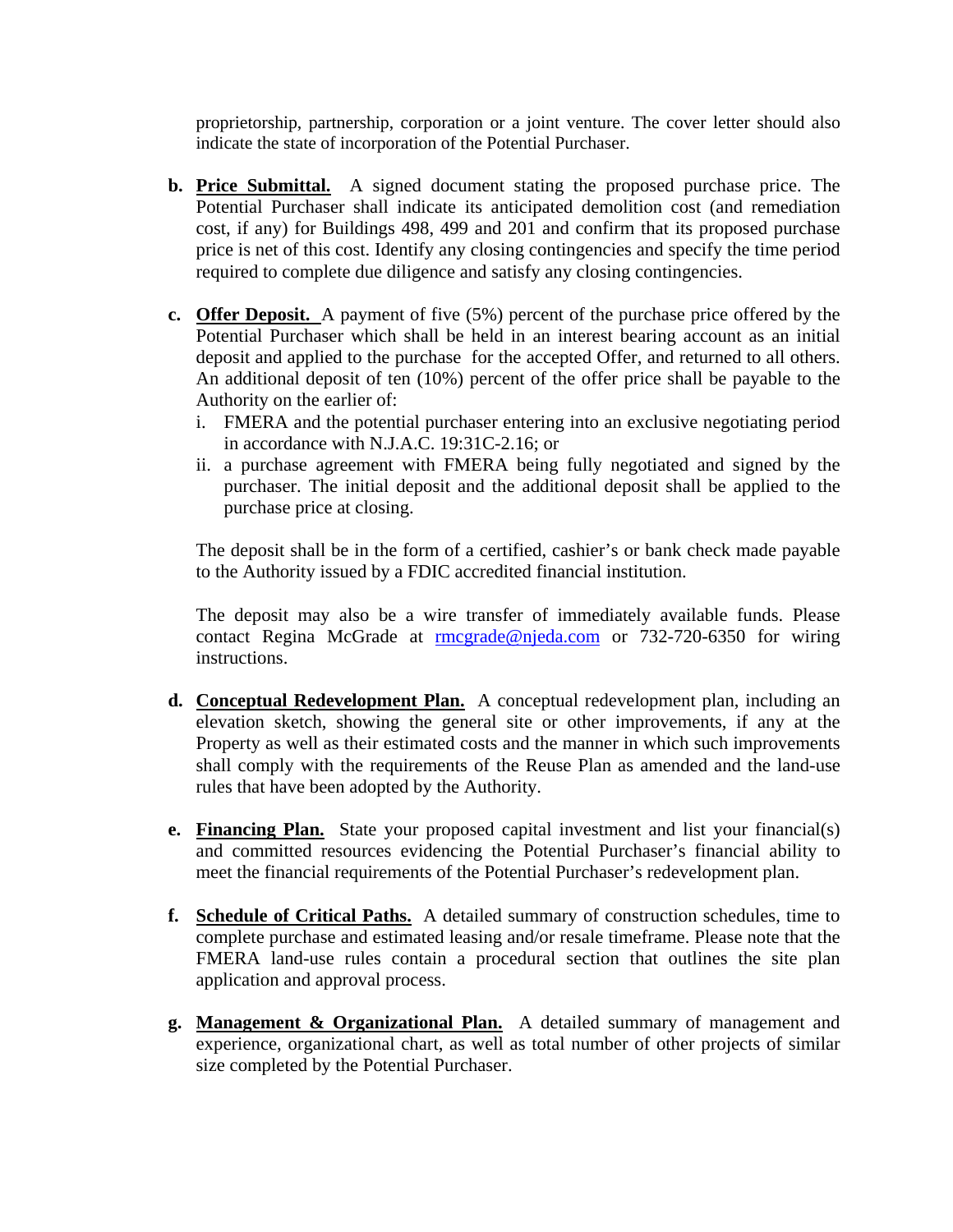proprietorship, partnership, corporation or a joint venture. The cover letter should also indicate the state of incorporation of the Potential Purchaser.

**b. Price Submittal.** A signed document stating the proposed purchase price. The Potential Purchaser shall indicate its anticipated demolition cost (and remediation cost, if any) for Buildings 498, 499 and 201 and confirm that its proposed purchase price is net of this cost. Identify any closing contingencies and specify the time period required to complete due diligence and satisfy any closing contingencies.

**c. Offer Deposit.** A payment of five (5%) percent of the purchase price offered by the Potential Purchaser which shall be held in an interest bearing account as an initial deposit and applied to the purchase for the accepted Offer, and returned to all others. An additional deposit of ten (10%) percent of the offer price shall be payable to the Authority on the earlier of:

  i. FMERA and the potential purchaser entering into an exclusive negotiating period in accordance with N.J.A.C. 19:31C-2.16; or

  ii. a purchase agreement with FMERA being fully negotiated and signed by the purchaser. The initial deposit and the additional deposit shall be applied to the purchase price at closing.

The deposit shall be in the form of a certified, cashier's or bank check made payable to the Authority issued by a FDIC accredited financial institution.

The deposit may also be a wire transfer of immediately available funds. Please contact Regina McGrade at rmcgrade@njeda.com or 732-720-6350 for wiring instructions.

**d. Conceptual Redevelopment Plan.** A conceptual redevelopment plan, including an elevation sketch, showing the general site or other improvements, if any at the Property as well as their estimated costs and the manner in which such improvements shall comply with the requirements of the Reuse Plan as amended and the land-use rules that have been adopted by the Authority.

**e. Financing Plan.** State your proposed capital investment and list your financial(s) and committed resources evidencing the Potential Purchaser's financial ability to meet the financial requirements of the Potential Purchaser's redevelopment plan.

**f. Schedule of Critical Paths.** A detailed summary of construction schedules, time to complete purchase and estimated leasing and/or resale timeframe. Please note that the FMERA land-use rules contain a procedural section that outlines the site plan application and approval process.

**g. Management & Organizational Plan.** A detailed summary of management and experience, organizational chart, as well as total number of other projects of similar size completed by the Potential Purchaser.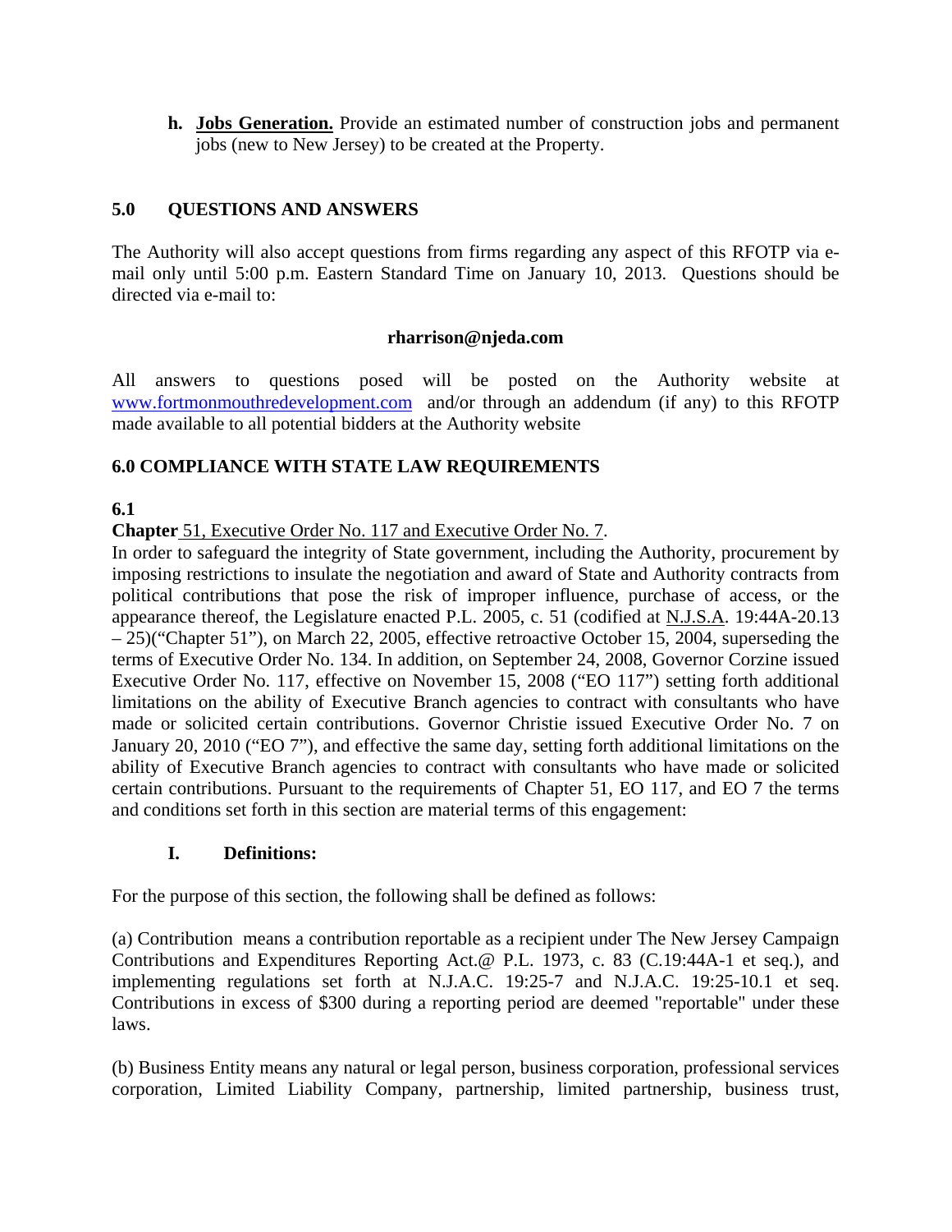**h.** **Jobs Generation.** Provide an estimated number of construction jobs and permanent jobs (new to New Jersey) to be created at the Property.

## 5.0 QUESTIONS AND ANSWERS

The Authority will also accept questions from firms regarding any aspect of this RFOTP via e-mail only until 5:00 p.m. Eastern Standard Time on January 10, 2013. Questions should be directed via e-mail to:

**rharrison@njeda.com**

All answers to questions posed will be posted on the Authority website at www.fortmonmouthredevelopment.com and/or through an addendum (if any) to this RFOTP made available to all potential bidders at the Authority website

## 6.0 COMPLIANCE WITH STATE LAW REQUIREMENTS

**6.1**

**Chapter** 51, Executive Order No. 117 and Executive Order No. 7.

In order to safeguard the integrity of State government, including the Authority, procurement by imposing restrictions to insulate the negotiation and award of State and Authority contracts from political contributions that pose the risk of improper influence, purchase of access, or the appearance thereof, the Legislature enacted P.L. 2005, c. 51 (codified at N.J.S.A. 19:44A-20.13 – 25)("Chapter 51"), on March 22, 2005, effective retroactive October 15, 2004, superseding the terms of Executive Order No. 134. In addition, on September 24, 2008, Governor Corzine issued Executive Order No. 117, effective on November 15, 2008 ("EO 117") setting forth additional limitations on the ability of Executive Branch agencies to contract with consultants who have made or solicited certain contributions. Governor Christie issued Executive Order No. 7 on January 20, 2010 ("EO 7"), and effective the same day, setting forth additional limitations on the ability of Executive Branch agencies to contract with consultants who have made or solicited certain contributions. Pursuant to the requirements of Chapter 51, EO 117, and EO 7 the terms and conditions set forth in this section are material terms of this engagement:

### I. Definitions:

For the purpose of this section, the following shall be defined as follows:

(a) Contribution means a contribution reportable as a recipient under The New Jersey Campaign Contributions and Expenditures Reporting Act.@ P.L. 1973, c. 83 (C.19:44A-1 et seq.), and implementing regulations set forth at N.J.A.C. 19:25-7 and N.J.A.C. 19:25-10.1 et seq. Contributions in excess of $300 during a reporting period are deemed "reportable" under these laws.

(b) Business Entity means any natural or legal person, business corporation, professional services corporation, Limited Liability Company, partnership, limited partnership, business trust,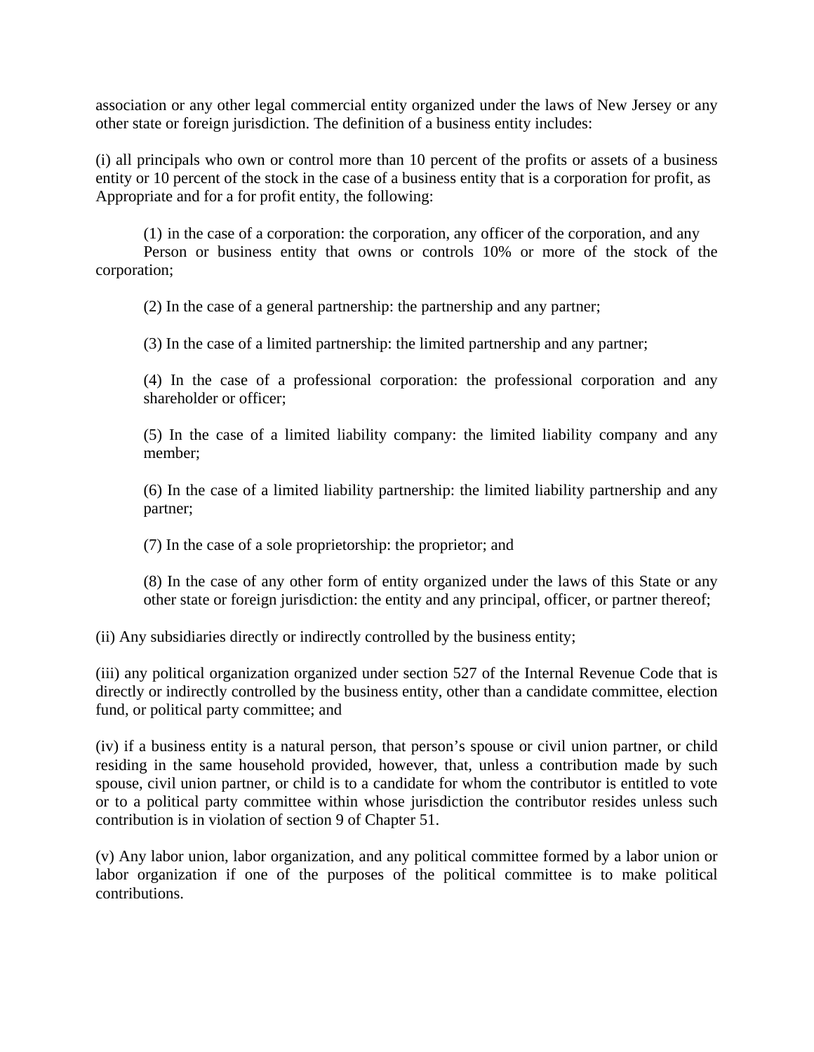association or any other legal commercial entity organized under the laws of New Jersey or any other state or foreign jurisdiction. The definition of a business entity includes:

(i) all principals who own or control more than 10 percent of the profits or assets of a business entity or 10 percent of the stock in the case of a business entity that is a corporation for profit, as Appropriate and for a for profit entity, the following:

> (1) in the case of a corporation: the corporation, any officer of the corporation, and any Person or business entity that owns or controls 10% or more of the stock of the corporation;
>
> (2) In the case of a general partnership: the partnership and any partner;
>
> (3) In the case of a limited partnership: the limited partnership and any partner;
>
> (4) In the case of a professional corporation: the professional corporation and any shareholder or officer;
>
> (5) In the case of a limited liability company: the limited liability company and any member;
>
> (6) In the case of a limited liability partnership: the limited liability partnership and any partner;
>
> (7) In the case of a sole proprietorship: the proprietor; and
>
> (8) In the case of any other form of entity organized under the laws of this State or any other state or foreign jurisdiction: the entity and any principal, officer, or partner thereof;

(ii) Any subsidiaries directly or indirectly controlled by the business entity;

(iii) any political organization organized under section 527 of the Internal Revenue Code that is directly or indirectly controlled by the business entity, other than a candidate committee, election fund, or political party committee; and

(iv) if a business entity is a natural person, that person's spouse or civil union partner, or child residing in the same household provided, however, that, unless a contribution made by such spouse, civil union partner, or child is to a candidate for whom the contributor is entitled to vote or to a political party committee within whose jurisdiction the contributor resides unless such contribution is in violation of section 9 of Chapter 51.

(v) Any labor union, labor organization, and any political committee formed by a labor union or labor organization if one of the purposes of the political committee is to make political contributions.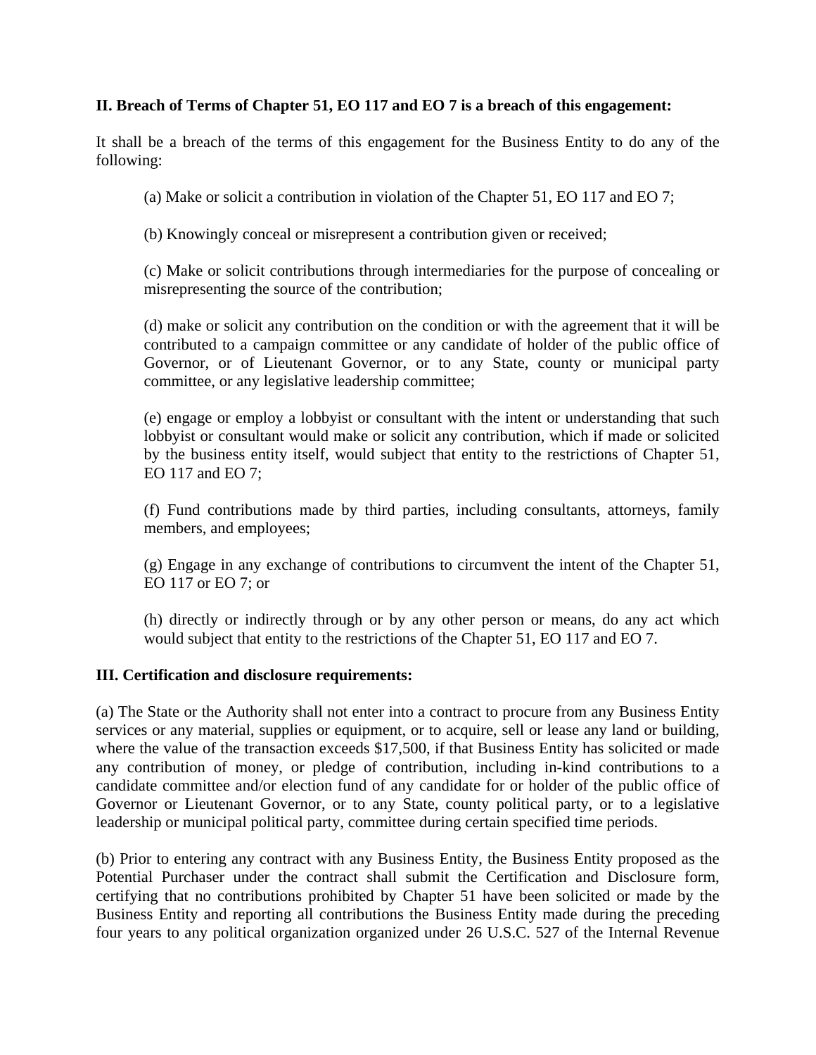**II. Breach of Terms of Chapter 51, EO 117 and EO 7 is a breach of this engagement:**

It shall be a breach of the terms of this engagement for the Business Entity to do any of the following:

(a) Make or solicit a contribution in violation of the Chapter 51, EO 117 and EO 7;

(b) Knowingly conceal or misrepresent a contribution given or received;

(c) Make or solicit contributions through intermediaries for the purpose of concealing or misrepresenting the source of the contribution;

(d) make or solicit any contribution on the condition or with the agreement that it will be contributed to a campaign committee or any candidate of holder of the public office of Governor, or of Lieutenant Governor, or to any State, county or municipal party committee, or any legislative leadership committee;

(e) engage or employ a lobbyist or consultant with the intent or understanding that such lobbyist or consultant would make or solicit any contribution, which if made or solicited by the business entity itself, would subject that entity to the restrictions of Chapter 51, EO 117 and EO 7;

(f) Fund contributions made by third parties, including consultants, attorneys, family members, and employees;

(g) Engage in any exchange of contributions to circumvent the intent of the Chapter 51, EO 117 or EO 7; or

(h) directly or indirectly through or by any other person or means, do any act which would subject that entity to the restrictions of the Chapter 51, EO 117 and EO 7.

**III. Certification and disclosure requirements:**

(a) The State or the Authority shall not enter into a contract to procure from any Business Entity services or any material, supplies or equipment, or to acquire, sell or lease any land or building, where the value of the transaction exceeds $17,500, if that Business Entity has solicited or made any contribution of money, or pledge of contribution, including in-kind contributions to a candidate committee and/or election fund of any candidate for or holder of the public office of Governor or Lieutenant Governor, or to any State, county political party, or to a legislative leadership or municipal political party, committee during certain specified time periods.

(b) Prior to entering any contract with any Business Entity, the Business Entity proposed as the Potential Purchaser under the contract shall submit the Certification and Disclosure form, certifying that no contributions prohibited by Chapter 51 have been solicited or made by the Business Entity and reporting all contributions the Business Entity made during the preceding four years to any political organization organized under 26 U.S.C. 527 of the Internal Revenue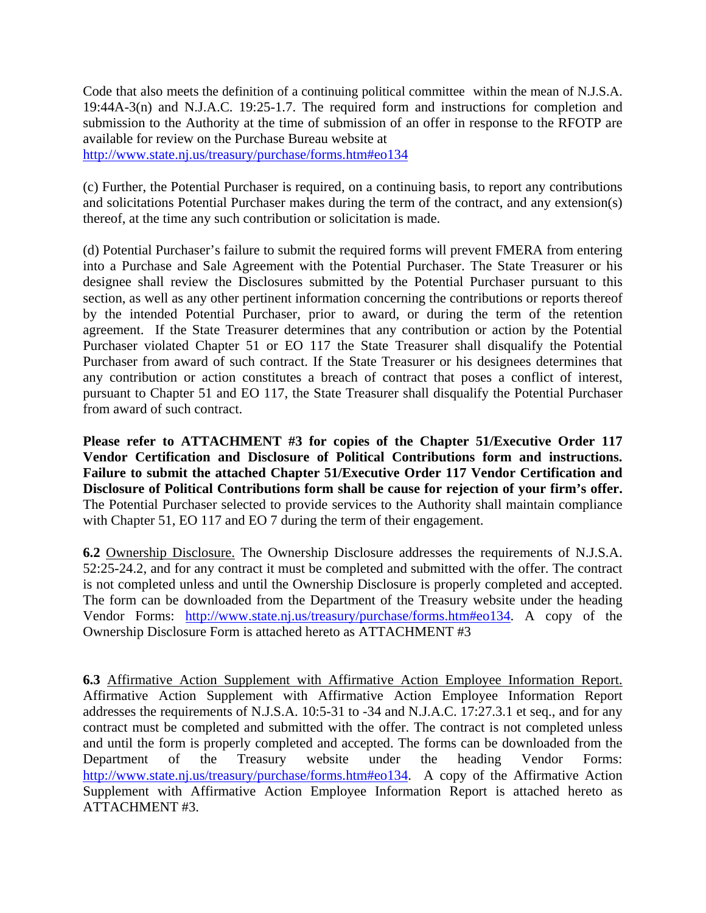Code that also meets the definition of a continuing political committee within the mean of N.J.S.A. 19:44A-3(n) and N.J.A.C. 19:25-1.7. The required form and instructions for completion and submission to the Authority at the time of submission of an offer in response to the RFOTP are available for review on the Purchase Bureau website at
http://www.state.nj.us/treasury/purchase/forms.htm#eo134

(c) Further, the Potential Purchaser is required, on a continuing basis, to report any contributions and solicitations Potential Purchaser makes during the term of the contract, and any extension(s) thereof, at the time any such contribution or solicitation is made.

(d) Potential Purchaser's failure to submit the required forms will prevent FMERA from entering into a Purchase and Sale Agreement with the Potential Purchaser. The State Treasurer or his designee shall review the Disclosures submitted by the Potential Purchaser pursuant to this section, as well as any other pertinent information concerning the contributions or reports thereof by the intended Potential Purchaser, prior to award, or during the term of the retention agreement. If the State Treasurer determines that any contribution or action by the Potential Purchaser violated Chapter 51 or EO 117 the State Treasurer shall disqualify the Potential Purchaser from award of such contract. If the State Treasurer or his designees determines that any contribution or action constitutes a breach of contract that poses a conflict of interest, pursuant to Chapter 51 and EO 117, the State Treasurer shall disqualify the Potential Purchaser from award of such contract.

**Please refer to ATTACHMENT #3 for copies of the Chapter 51/Executive Order 117 Vendor Certification and Disclosure of Political Contributions form and instructions. Failure to submit the attached Chapter 51/Executive Order 117 Vendor Certification and Disclosure of Political Contributions form shall be cause for rejection of your firm's offer.** The Potential Purchaser selected to provide services to the Authority shall maintain compliance with Chapter 51, EO 117 and EO 7 during the term of their engagement.

**6.2** Ownership Disclosure. The Ownership Disclosure addresses the requirements of N.J.S.A. 52:25-24.2, and for any contract it must be completed and submitted with the offer. The contract is not completed unless and until the Ownership Disclosure is properly completed and accepted. The form can be downloaded from the Department of the Treasury website under the heading Vendor Forms: http://www.state.nj.us/treasury/purchase/forms.htm#eo134. A copy of the Ownership Disclosure Form is attached hereto as ATTACHMENT #3

**6.3** Affirmative Action Supplement with Affirmative Action Employee Information Report. Affirmative Action Supplement with Affirmative Action Employee Information Report addresses the requirements of N.J.S.A. 10:5-31 to -34 and N.J.A.C. 17:27.3.1 et seq., and for any contract must be completed and submitted with the offer. The contract is not completed unless and until the form is properly completed and accepted. The forms can be downloaded from the Department of the Treasury website under the heading Vendor Forms: http://www.state.nj.us/treasury/purchase/forms.htm#eo134. A copy of the Affirmative Action Supplement with Affirmative Action Employee Information Report is attached hereto as ATTACHMENT #3.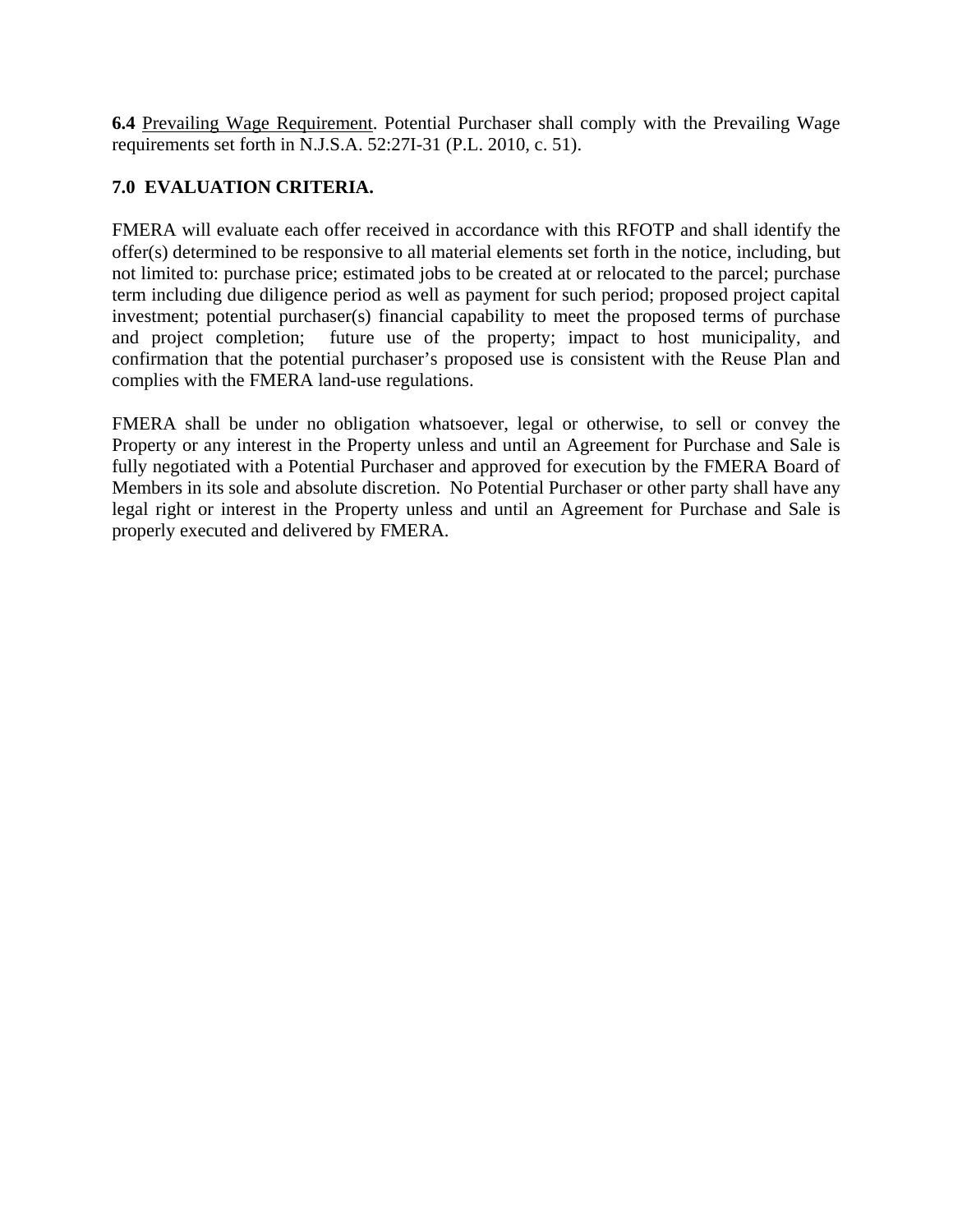**6.4** Prevailing Wage Requirement. Potential Purchaser shall comply with the Prevailing Wage requirements set forth in N.J.S.A. 52:27I-31 (P.L. 2010, c. 51).

## 7.0 EVALUATION CRITERIA.

FMERA will evaluate each offer received in accordance with this RFOTP and shall identify the offer(s) determined to be responsive to all material elements set forth in the notice, including, but not limited to: purchase price; estimated jobs to be created at or relocated to the parcel; purchase term including due diligence period as well as payment for such period; proposed project capital investment; potential purchaser(s) financial capability to meet the proposed terms of purchase and project completion; future use of the property; impact to host municipality, and confirmation that the potential purchaser's proposed use is consistent with the Reuse Plan and complies with the FMERA land-use regulations.

FMERA shall be under no obligation whatsoever, legal or otherwise, to sell or convey the Property or any interest in the Property unless and until an Agreement for Purchase and Sale is fully negotiated with a Potential Purchaser and approved for execution by the FMERA Board of Members in its sole and absolute discretion. No Potential Purchaser or other party shall have any legal right or interest in the Property unless and until an Agreement for Purchase and Sale is properly executed and delivered by FMERA.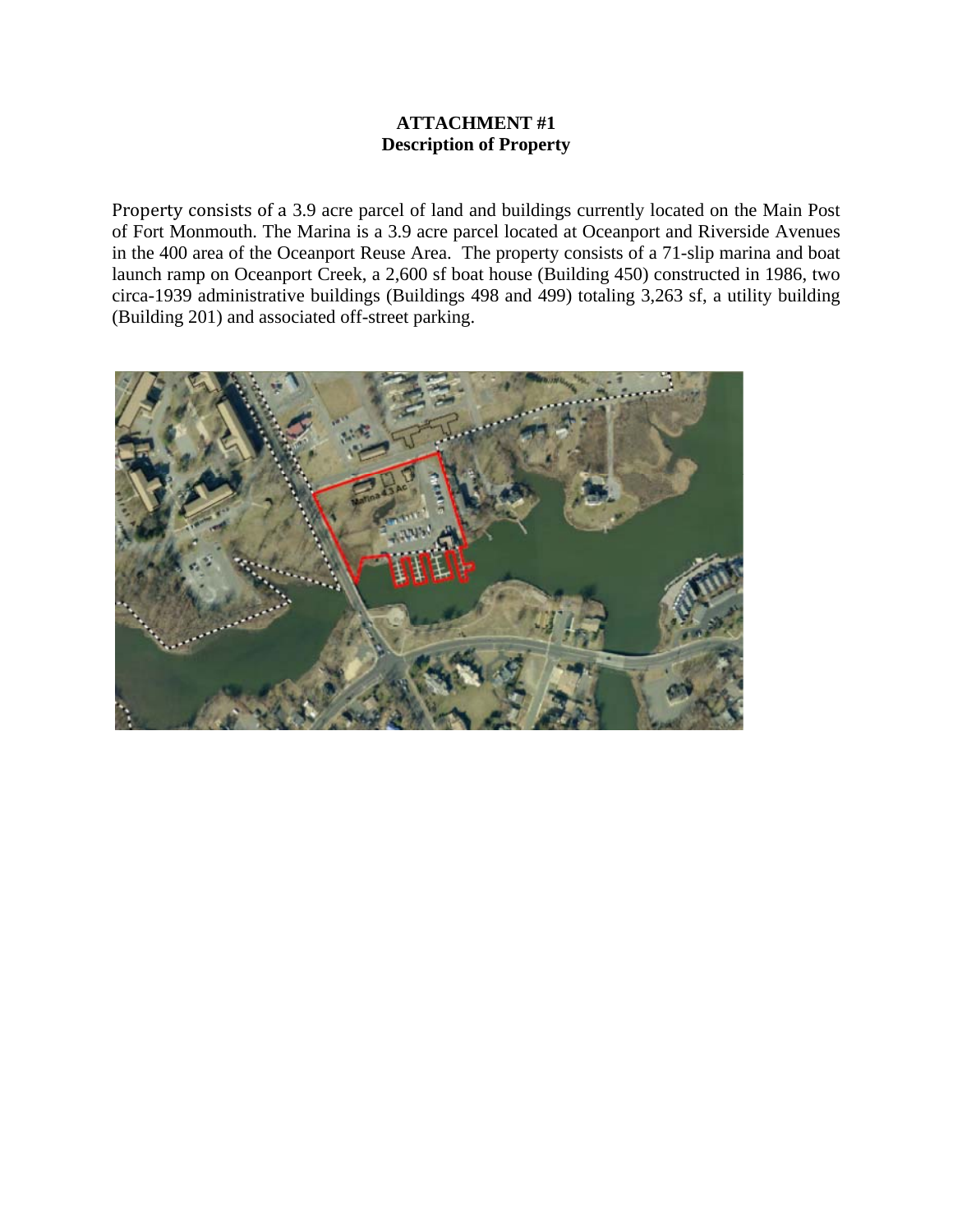**ATTACHMENT #1**
**Description of Property**

Property consists of a 3.9 acre parcel of land and buildings currently located on the Main Post of Fort Monmouth. The Marina is a 3.9 acre parcel located at Oceanport and Riverside Avenues in the 400 area of the Oceanport Reuse Area. The property consists of a 71-slip marina and boat launch ramp on Oceanport Creek, a 2,600 sf boat house (Building 450) constructed in 1986, two circa-1939 administrative buildings (Buildings 498 and 499) totaling 3,263 sf, a utility building (Building 201) and associated off-street parking.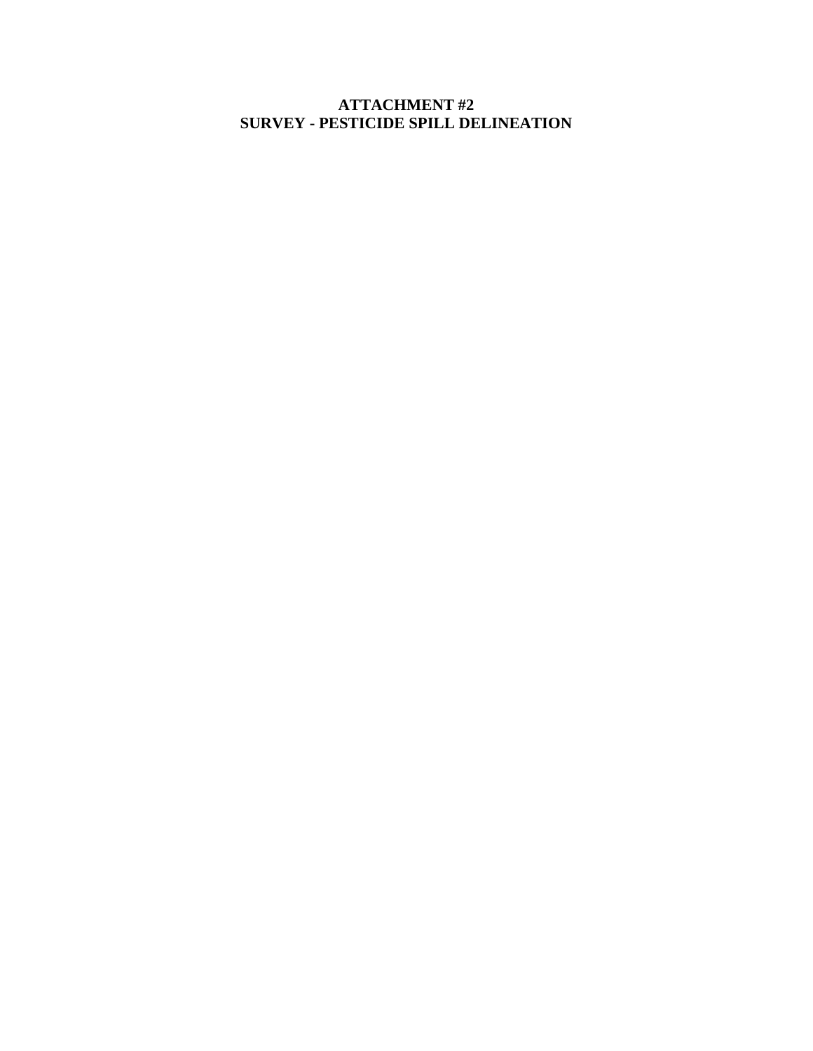# ATTACHMENT #2
# SURVEY - PESTICIDE SPILL DELINEATION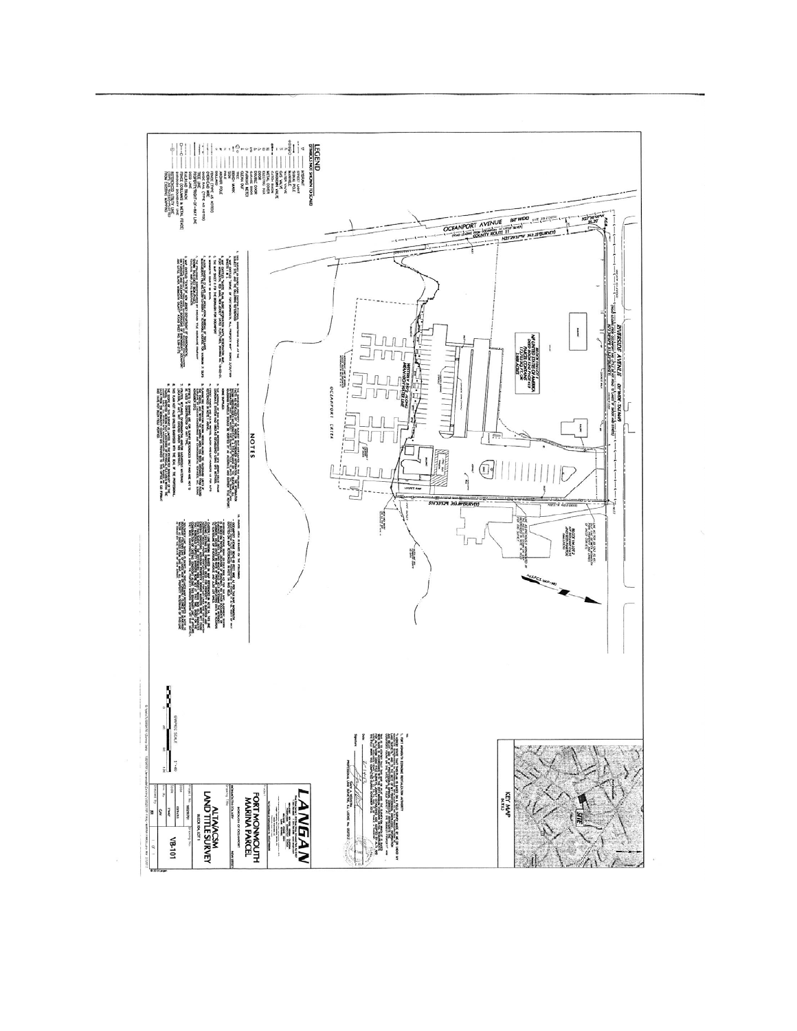# LEGEND

SYMBOLS NOT SHOWN TO SCALE

# NOTES

OCEANPORT AVENUE (60' WIDE)

COUNTY ROUTE 11

RIVERSIDE AVENUE

OCEANPORT CREEK

KEY MAP

SITE

GRAPHIC SCALE

LANGAN

FORT MONMOUTH MARINA PARCEL

BOROUGH OF OCEANPORT

ALTA/ACSM LAND TITLE SURVEY

VB-101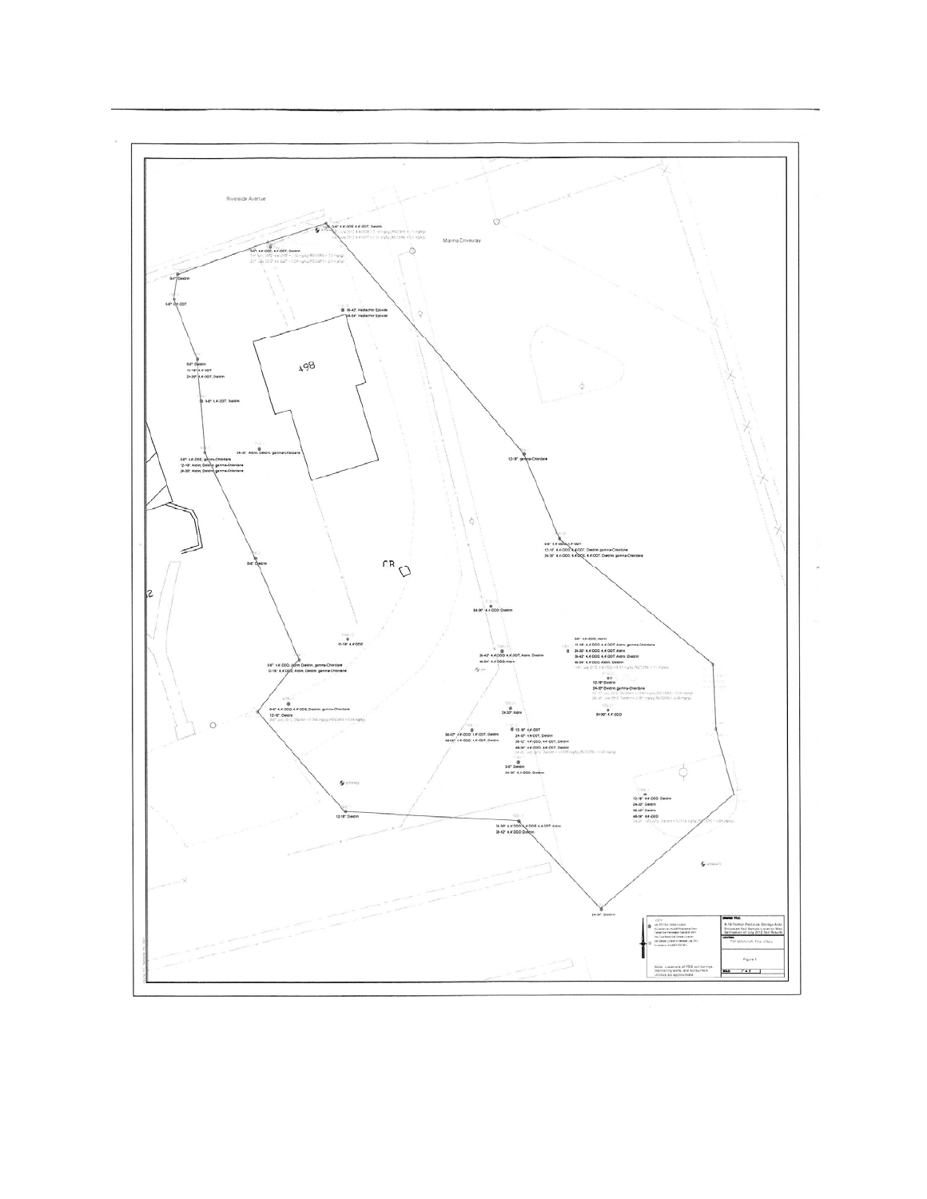Riverside Avenue

Marina Driveway

0-6" 4,4'-DDE, 4,4'-DDT, Dieldrin

0-6" Dieldrin

0-6" 4,4'-DDT

36-42" Heptachlor Epoxide

48-54" Heptachlor Epoxide

498

0-6" Dieldrin

12-18" 4,4'-DDT

24-30" 4,4'-DDT, Dieldrin

0-6" 4,4'-DDT, Dieldrin

24-30" Aldrin, Dieldrin, gamma-Chlordane

0-6" 4,4'-DDE, gamma-Chlordane

12-18" Aldrin, Dieldrin, gamma-Chlordane

24-30" Aldrin, Dieldrin, gamma-Chlordane

12-18" gamma-Chlordane

0-6" Dieldrin

CB

84-90" 4,4'-DDD, Dieldrin

12-18" 4,4'-DDE

0-6" 4,4'-DDD, Aldrin, Dieldrin, gamma-Chlordane

12-18" 4,4'-DDD, Aldrin, Dieldrin, gamma-Chlordane

36-42" 4,4'-DDD, 4,4'-DDT, Aldrin, Dieldrin

48-54" 4,4'-DDD, Aldrin

24-30" 4,4'-DDD, 4,4'-DDT, Aldrin

36-42" 4,4'-DDD, 4,4'-DDT, Aldrin, Dieldrin

48-54" 4,4'-DDD, Aldrin, Dieldrin

12-18" Dieldrin

24-30" Dieldrin, gamma-Chlordane

84-90" 4,4'-DDD

0-6" 4,4'-DDD, 4,4'-DDE, Dieldrin, gamma-Chlordane

12-18" Dieldrin

24-30" Aldrin

36-42" 4,4'-DDD, 4,4'-DDT, Dieldrin

48-54" 4,4'-DDD, 4,4'-DDT, Dieldrin

12-18" 4,4'-DDT

24-30" 4,4'-DDT, Dieldrin

36-42" 4,4'-DDD, 4,4'-DDT, Dieldrin

48-54" 4,4'-DDD, 4,4'-DDT, Dieldrin

0-6" Dieldrin

24-30" 4,4'-DDD, Dieldrin

12-18" 4,4'-DDD, Dieldrin

24-30" Dieldrin

36-42" Dieldrin

48-54" 4,4'-DDD

12-18" Dieldrin

24-30" 4,4'-DDD, 4,4'-DDE, 4,4'-DDT, Aldrin

36-42" 4,4'-DDD, Dieldrin

24-30" Dieldrin

Note: Locations of PBS soil borings, monitoring wells, and surface features are approximate.

Drawing Title: R-16 Former Pesticide Storage Area Proposed Soil Sample Location Map Delineation of July 2012 Soil Results

Location: Fort Monmouth, New Jersey

Figure 1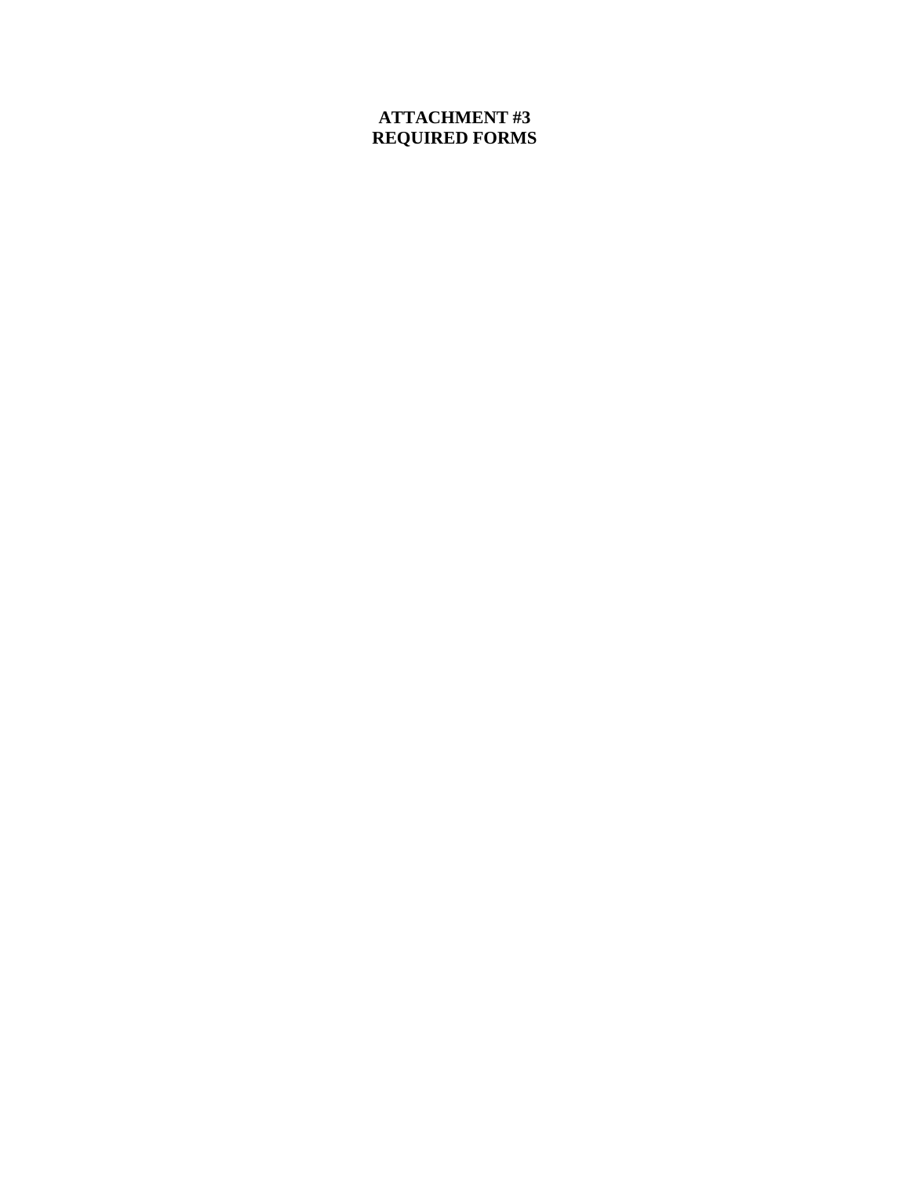# ATTACHMENT #3
# REQUIRED FORMS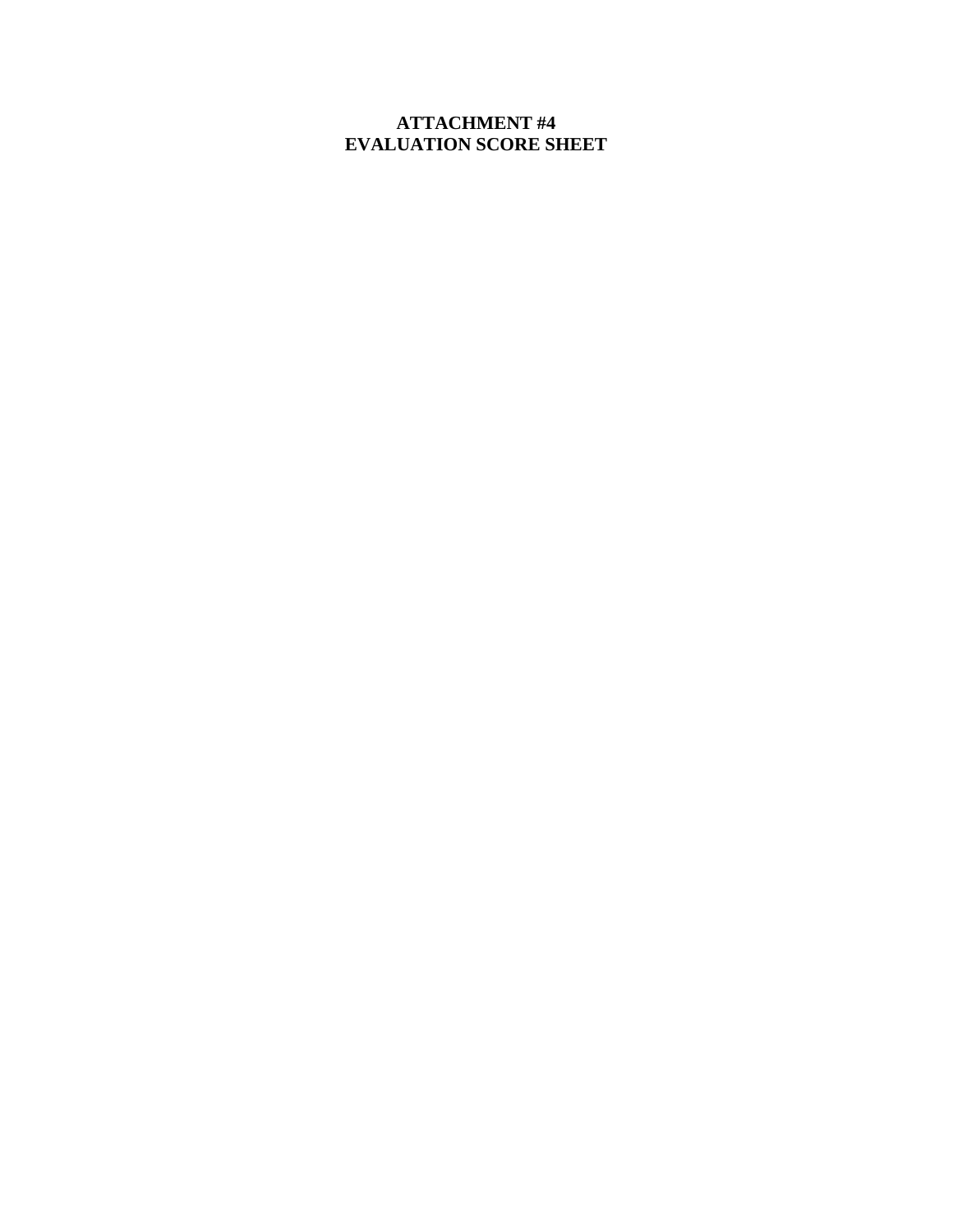# ATTACHMENT #4
# EVALUATION SCORE SHEET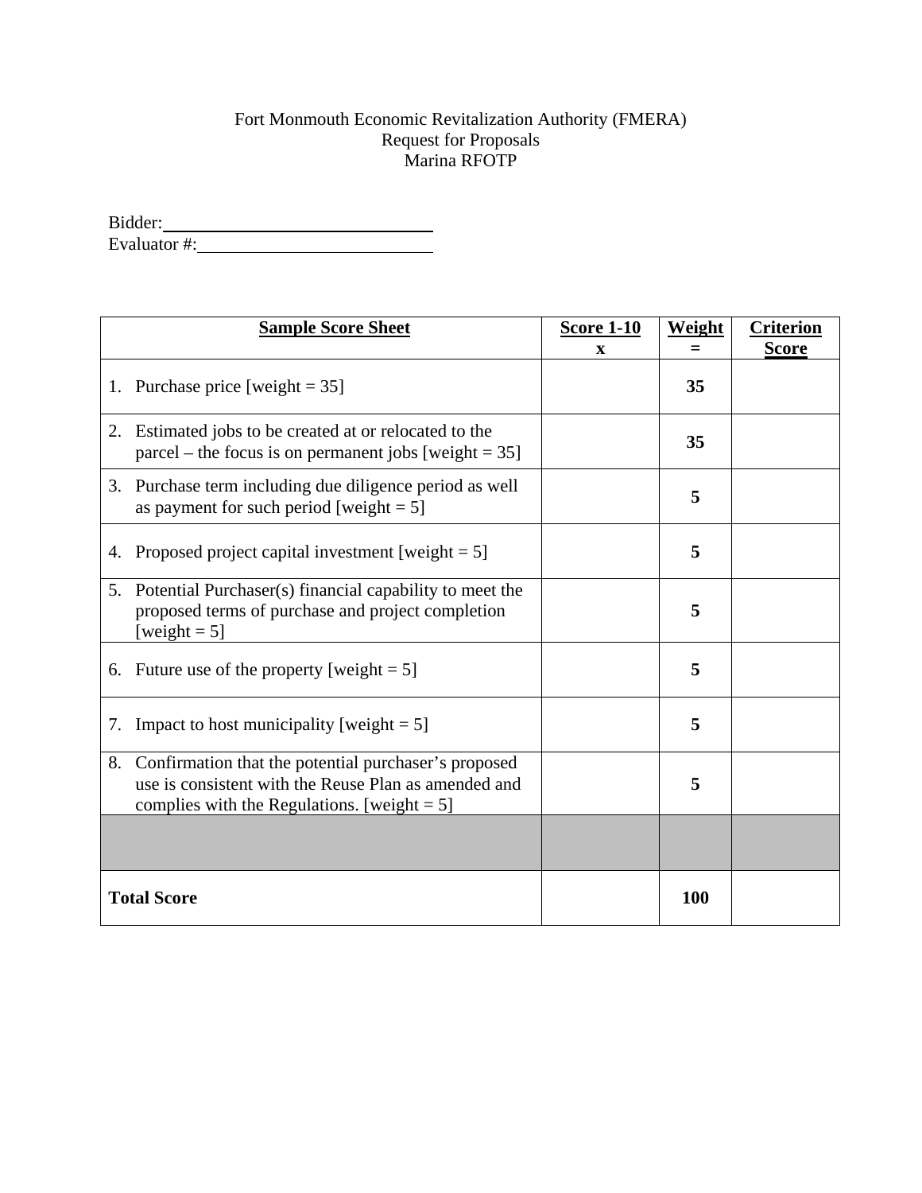Fort Monmouth Economic Revitalization Authority (FMERA)
Request for Proposals
Marina RFOTP

Bidder:\_\_\_\_\_\_\_\_\_\_\_\_\_\_\_\_\_\_\_\_\_\_\_\_\_\_\_\_
Evaluator #:\_\_\_\_\_\_\_\_\_\_\_\_\_\_\_\_\_\_\_\_\_\_\_\_\_\_

| **Sample Score Sheet** | **Score 1-10 x** | **Weight =** | **Criterion Score** |
|---|---|---|---|
| 1. Purchase price [weight = 35] | | **35** | |
| 2. Estimated jobs to be created at or relocated to the parcel – the focus is on permanent jobs [weight = 35] | | **35** | |
| 3. Purchase term including due diligence period as well as payment for such period [weight = 5] | | **5** | |
| 4. Proposed project capital investment [weight = 5] | | **5** | |
| 5. Potential Purchaser(s) financial capability to meet the proposed terms of purchase and project completion [weight = 5] | | **5** | |
| 6. Future use of the property [weight = 5] | | **5** | |
| 7. Impact to host municipality [weight = 5] | | **5** | |
| 8. Confirmation that the potential purchaser's proposed use is consistent with the Reuse Plan as amended and complies with the Regulations. [weight = 5] | | **5** | |
| | | | |
| **Total Score** | | **100** | |